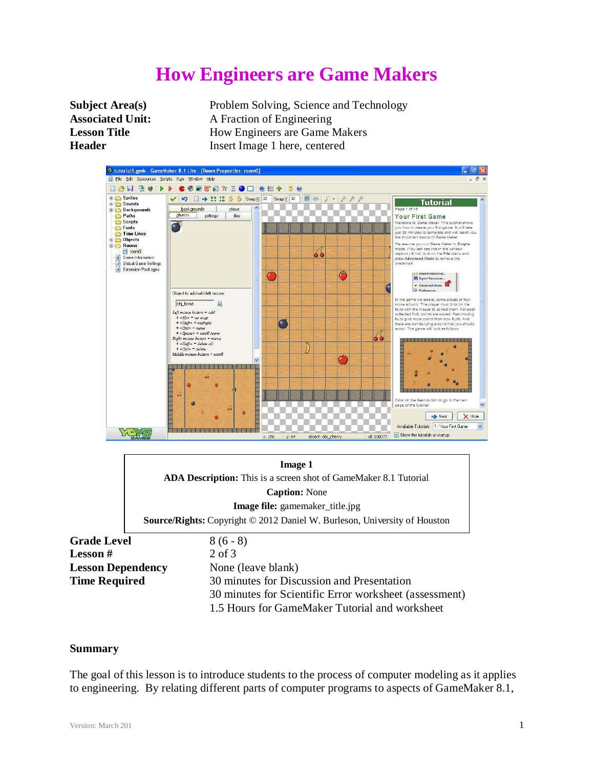# How Engineers are Game Makers

| | |
|---|---|
| **Subject Area(s)** | Problem Solving, Science and Technology |
| **Associated Unit:** | A Fraction of Engineering |
| **Lesson Title** | How Engineers are Game Makers |
| **Header** | Insert Image 1 here, centered |

**Image 1**
**ADA Description:** This is a screen shot of GameMaker 8.1 Tutorial
**Caption:** None
**Image file:** gamemaker_title.jpg
**Source/Rights:** Copyright © 2012 Daniel W. Burleson, University of Houston

| | |
|---|---|
| **Grade Level** | 8 (6 - 8) |
| **Lesson #** | 2 of 3 |
| **Lesson Dependency** | None (leave blank) |
| **Time Required** | 30 minutes for Discussion and Presentation<br>30 minutes for Scientific Error worksheet (assessment)<br>1.5 Hours for GameMaker Tutorial and worksheet |

## Summary

The goal of this lesson is to introduce students to the process of computer modeling as it applies to engineering. By relating different parts of computer programs to aspects of GameMaker 8.1,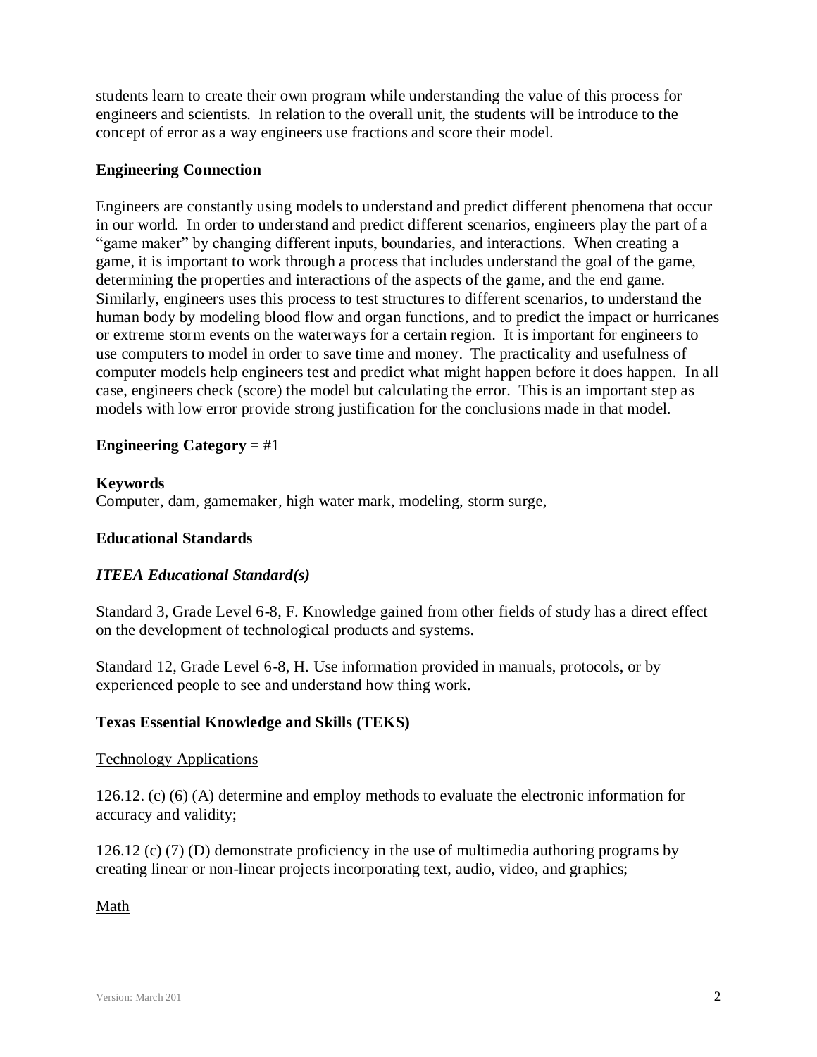students learn to create their own program while understanding the value of this process for engineers and scientists. In relation to the overall unit, the students will be introduce to the concept of error as a way engineers use fractions and score their model.

**Engineering Connection**

Engineers are constantly using models to understand and predict different phenomena that occur in our world. In order to understand and predict different scenarios, engineers play the part of a "game maker" by changing different inputs, boundaries, and interactions. When creating a game, it is important to work through a process that includes understand the goal of the game, determining the properties and interactions of the aspects of the game, and the end game. Similarly, engineers uses this process to test structures to different scenarios, to understand the human body by modeling blood flow and organ functions, and to predict the impact or hurricanes or extreme storm events on the waterways for a certain region. It is important for engineers to use computers to model in order to save time and money. The practicality and usefulness of computer models help engineers test and predict what might happen before it does happen. In all case, engineers check (score) the model but calculating the error. This is an important step as models with low error provide strong justification for the conclusions made in that model.

**Engineering Category** = #1

**Keywords**
Computer, dam, gamemaker, high water mark, modeling, storm surge,

**Educational Standards**

***ITEEA Educational Standard(s)***

Standard 3, Grade Level 6-8, F. Knowledge gained from other fields of study has a direct effect on the development of technological products and systems.

Standard 12, Grade Level 6-8, H. Use information provided in manuals, protocols, or by experienced people to see and understand how thing work.

**Texas Essential Knowledge and Skills (TEKS)**

Technology Applications

126.12. (c) (6) (A) determine and employ methods to evaluate the electronic information for accuracy and validity;

126.12 (c) (7) (D) demonstrate proficiency in the use of multimedia authoring programs by creating linear or non-linear projects incorporating text, audio, video, and graphics;

Math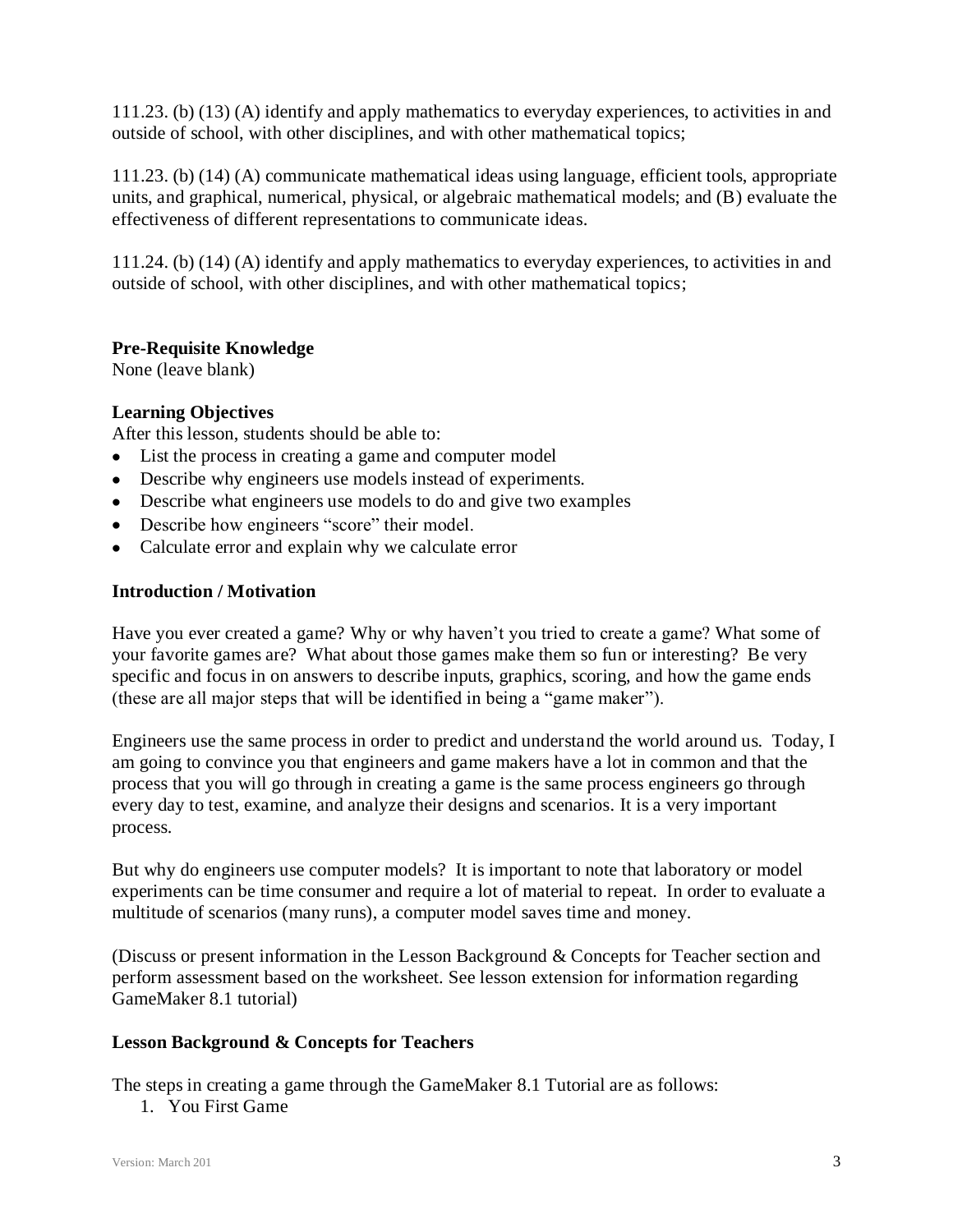111.23. (b) (13) (A) identify and apply mathematics to everyday experiences, to activities in and outside of school, with other disciplines, and with other mathematical topics;

111.23. (b) (14) (A) communicate mathematical ideas using language, efficient tools, appropriate units, and graphical, numerical, physical, or algebraic mathematical models; and (B) evaluate the effectiveness of different representations to communicate ideas.

111.24. (b) (14) (A) identify and apply mathematics to everyday experiences, to activities in and outside of school, with other disciplines, and with other mathematical topics;

**Pre-Requisite Knowledge**
None (leave blank)

**Learning Objectives**
After this lesson, students should be able to:

- List the process in creating a game and computer model
- Describe why engineers use models instead of experiments.
- Describe what engineers use models to do and give two examples
- Describe how engineers "score" their model.
- Calculate error and explain why we calculate error

**Introduction / Motivation**

Have you ever created a game? Why or why haven't you tried to create a game? What some of your favorite games are? What about those games make them so fun or interesting? Be very specific and focus in on answers to describe inputs, graphics, scoring, and how the game ends (these are all major steps that will be identified in being a "game maker").

Engineers use the same process in order to predict and understand the world around us. Today, I am going to convince you that engineers and game makers have a lot in common and that the process that you will go through in creating a game is the same process engineers go through every day to test, examine, and analyze their designs and scenarios. It is a very important process.

But why do engineers use computer models? It is important to note that laboratory or model experiments can be time consumer and require a lot of material to repeat. In order to evaluate a multitude of scenarios (many runs), a computer model saves time and money.

(Discuss or present information in the Lesson Background & Concepts for Teacher section and perform assessment based on the worksheet. See lesson extension for information regarding GameMaker 8.1 tutorial)

**Lesson Background & Concepts for Teachers**

The steps in creating a game through the GameMaker 8.1 Tutorial are as follows:

1. You First Game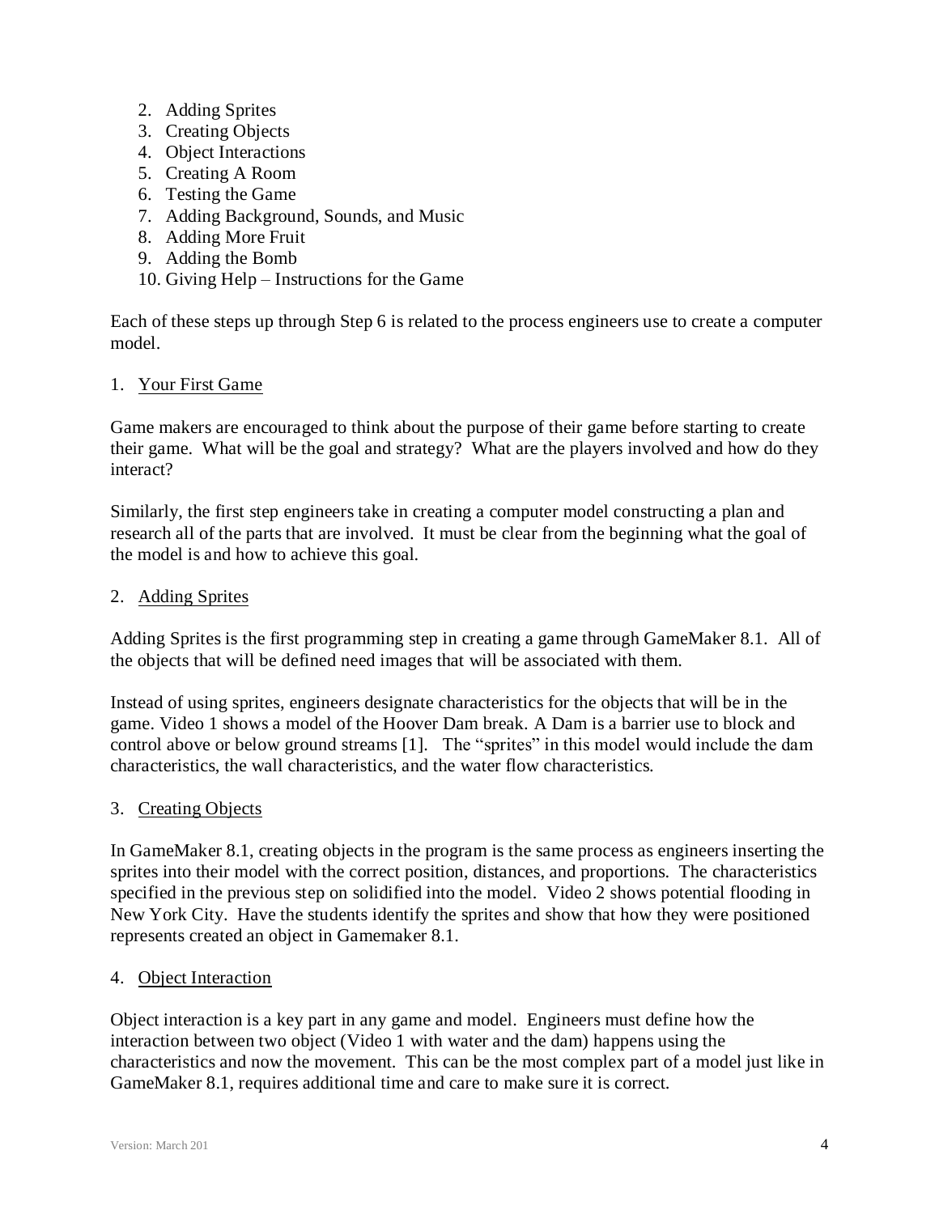2. Adding Sprites
3. Creating Objects
4. Object Interactions
5. Creating A Room
6. Testing the Game
7. Adding Background, Sounds, and Music
8. Adding More Fruit
9. Adding the Bomb
10. Giving Help – Instructions for the Game

Each of these steps up through Step 6 is related to the process engineers use to create a computer model.

1. <u>Your First Game</u>

Game makers are encouraged to think about the purpose of their game before starting to create their game. What will be the goal and strategy? What are the players involved and how do they interact?

Similarly, the first step engineers take in creating a computer model constructing a plan and research all of the parts that are involved. It must be clear from the beginning what the goal of the model is and how to achieve this goal.

2. <u>Adding Sprites</u>

Adding Sprites is the first programming step in creating a game through GameMaker 8.1. All of the objects that will be defined need images that will be associated with them.

Instead of using sprites, engineers designate characteristics for the objects that will be in the game. Video 1 shows a model of the Hoover Dam break. A Dam is a barrier use to block and control above or below ground streams [1]. The "sprites" in this model would include the dam characteristics, the wall characteristics, and the water flow characteristics.

3. <u>Creating Objects</u>

In GameMaker 8.1, creating objects in the program is the same process as engineers inserting the sprites into their model with the correct position, distances, and proportions. The characteristics specified in the previous step on solidified into the model. Video 2 shows potential flooding in New York City. Have the students identify the sprites and show that how they were positioned represents created an object in Gamemaker 8.1.

4. <u>Object Interaction</u>

Object interaction is a key part in any game and model. Engineers must define how the interaction between two object (Video 1 with water and the dam) happens using the characteristics and now the movement. This can be the most complex part of a model just like in GameMaker 8.1, requires additional time and care to make sure it is correct.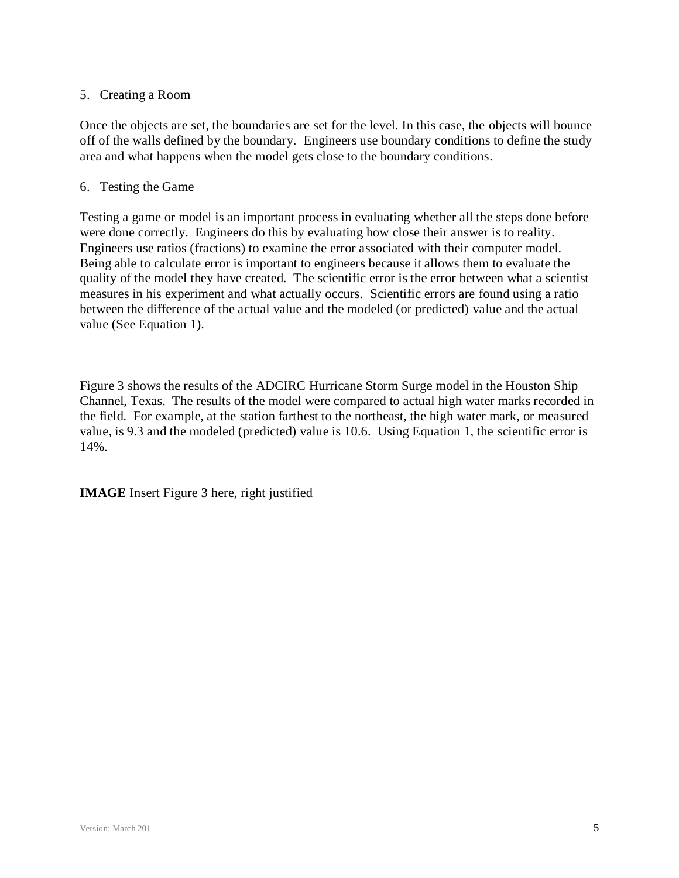5. Creating a Room

Once the objects are set, the boundaries are set for the level. In this case, the objects will bounce off of the walls defined by the boundary. Engineers use boundary conditions to define the study area and what happens when the model gets close to the boundary conditions.

6. Testing the Game

Testing a game or model is an important process in evaluating whether all the steps done before were done correctly. Engineers do this by evaluating how close their answer is to reality. Engineers use ratios (fractions) to examine the error associated with their computer model. Being able to calculate error is important to engineers because it allows them to evaluate the quality of the model they have created. The scientific error is the error between what a scientist measures in his experiment and what actually occurs. Scientific errors are found using a ratio between the difference of the actual value and the modeled (or predicted) value and the actual value (See Equation 1).

Figure 3 shows the results of the ADCIRC Hurricane Storm Surge model in the Houston Ship Channel, Texas. The results of the model were compared to actual high water marks recorded in the field. For example, at the station farthest to the northeast, the high water mark, or measured value, is 9.3 and the modeled (predicted) value is 10.6. Using Equation 1, the scientific error is 14%.

**IMAGE** Insert Figure 3 here, right justified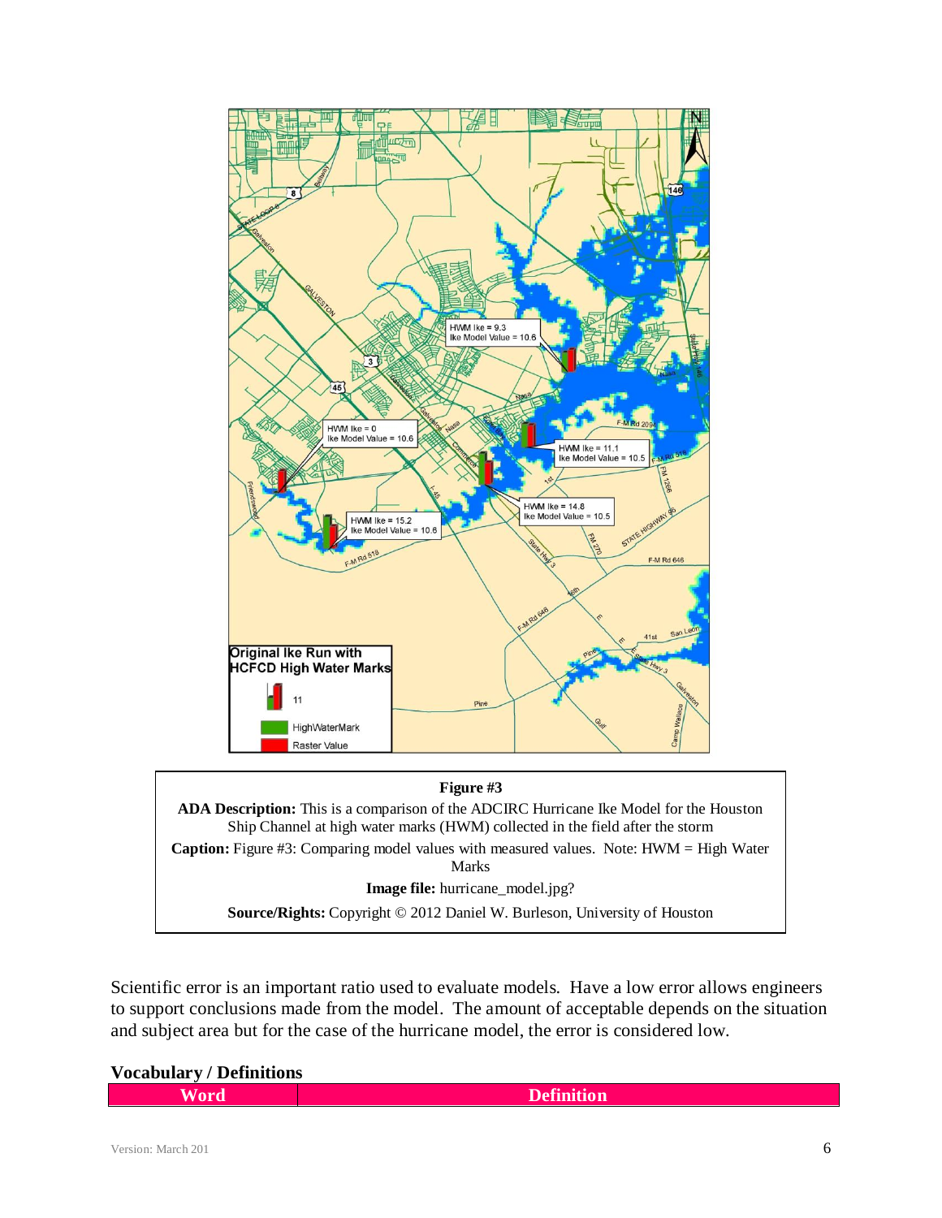**Figure #3**

**ADA Description:** This is a comparison of the ADCIRC Hurricane Ike Model for the Houston Ship Channel at high water marks (HWM) collected in the field after the storm

**Caption:** Figure #3: Comparing model values with measured values. Note: HWM = High Water Marks

**Image file:** hurricane_model.jpg?

**Source/Rights:** Copyright © 2012 Daniel W. Burleson, University of Houston

Scientific error is an important ratio used to evaluate models. Have a low error allows engineers to support conclusions made from the model. The amount of acceptable depends on the situation and subject area but for the case of the hurricane model, the error is considered low.

### Vocabulary / Definitions

| Word | Definition |
| --- | --- |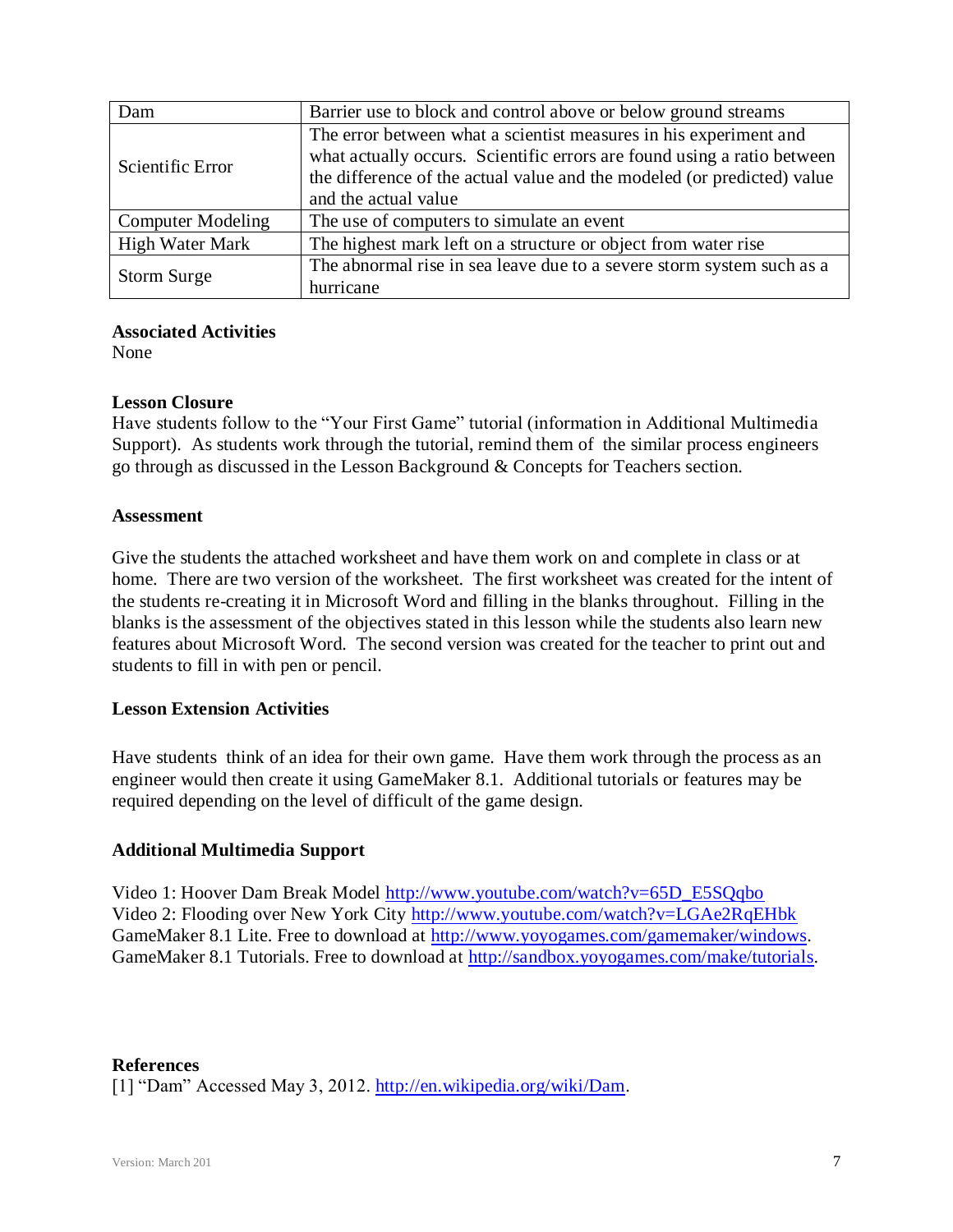| Dam | Barrier use to block and control above or below ground streams |
|---|---|
| Scientific Error | The error between what a scientist measures in his experiment and what actually occurs. Scientific errors are found using a ratio between the difference of the actual value and the modeled (or predicted) value and the actual value |
| Computer Modeling | The use of computers to simulate an event |
| High Water Mark | The highest mark left on a structure or object from water rise |
| Storm Surge | The abnormal rise in sea leave due to a severe storm system such as a hurricane |

**Associated Activities**
None

**Lesson Closure**
Have students follow to the "Your First Game" tutorial (information in Additional Multimedia Support). As students work through the tutorial, remind them of the similar process engineers go through as discussed in the Lesson Background & Concepts for Teachers section.

**Assessment**

Give the students the attached worksheet and have them work on and complete in class or at home. There are two version of the worksheet. The first worksheet was created for the intent of the students re-creating it in Microsoft Word and filling in the blanks throughout. Filling in the blanks is the assessment of the objectives stated in this lesson while the students also learn new features about Microsoft Word. The second version was created for the teacher to print out and students to fill in with pen or pencil.

**Lesson Extension Activities**

Have students think of an idea for their own game. Have them work through the process as an engineer would then create it using GameMaker 8.1. Additional tutorials or features may be required depending on the level of difficult of the game design.

**Additional Multimedia Support**

Video 1: Hoover Dam Break Model http://www.youtube.com/watch?v=65D_E5SQqbo
Video 2: Flooding over New York City http://www.youtube.com/watch?v=LGAe2RqEHbk
GameMaker 8.1 Lite. Free to download at http://www.yoyogames.com/gamemaker/windows.
GameMaker 8.1 Tutorials. Free to download at http://sandbox.yoyogames.com/make/tutorials.

**References**
[1] "Dam" Accessed May 3, 2012. http://en.wikipedia.org/wiki/Dam.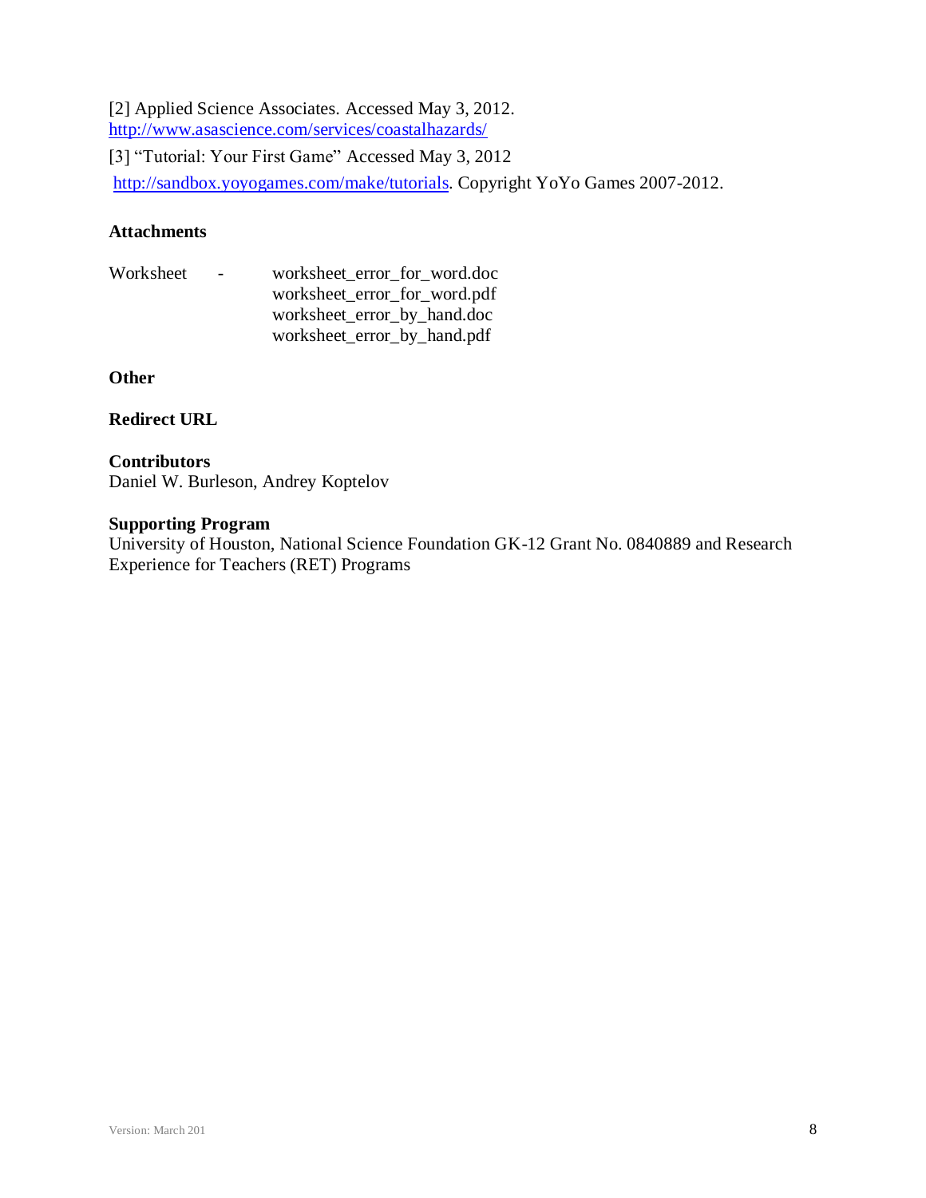[2] Applied Science Associates. Accessed May 3, 2012.
http://www.asascience.com/services/coastalhazards/

[3] "Tutorial: Your First Game" Accessed May 3, 2012
http://sandbox.yoyogames.com/make/tutorials. Copyright YoYo Games 2007-2012.

**Attachments**

| | | |
|---|---|---|
| Worksheet | - | worksheet_error_for_word.doc |
| | | worksheet_error_for_word.pdf |
| | | worksheet_error_by_hand.doc |
| | | worksheet_error_by_hand.pdf |

**Other**

**Redirect URL**

**Contributors**
Daniel W. Burleson, Andrey Koptelov

**Supporting Program**
University of Houston, National Science Foundation GK-12 Grant No. 0840889 and Research Experience for Teachers (RET) Programs